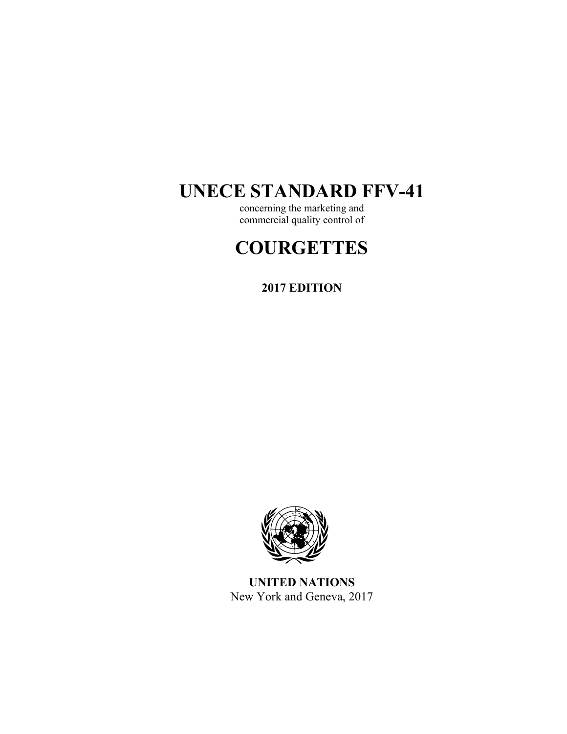# UNECE STANDARD FFV-41

concerning the marketing and
commercial quality control of

# COURGETTES

**2017 EDITION**

**UNITED NATIONS**
New York and Geneva, 2017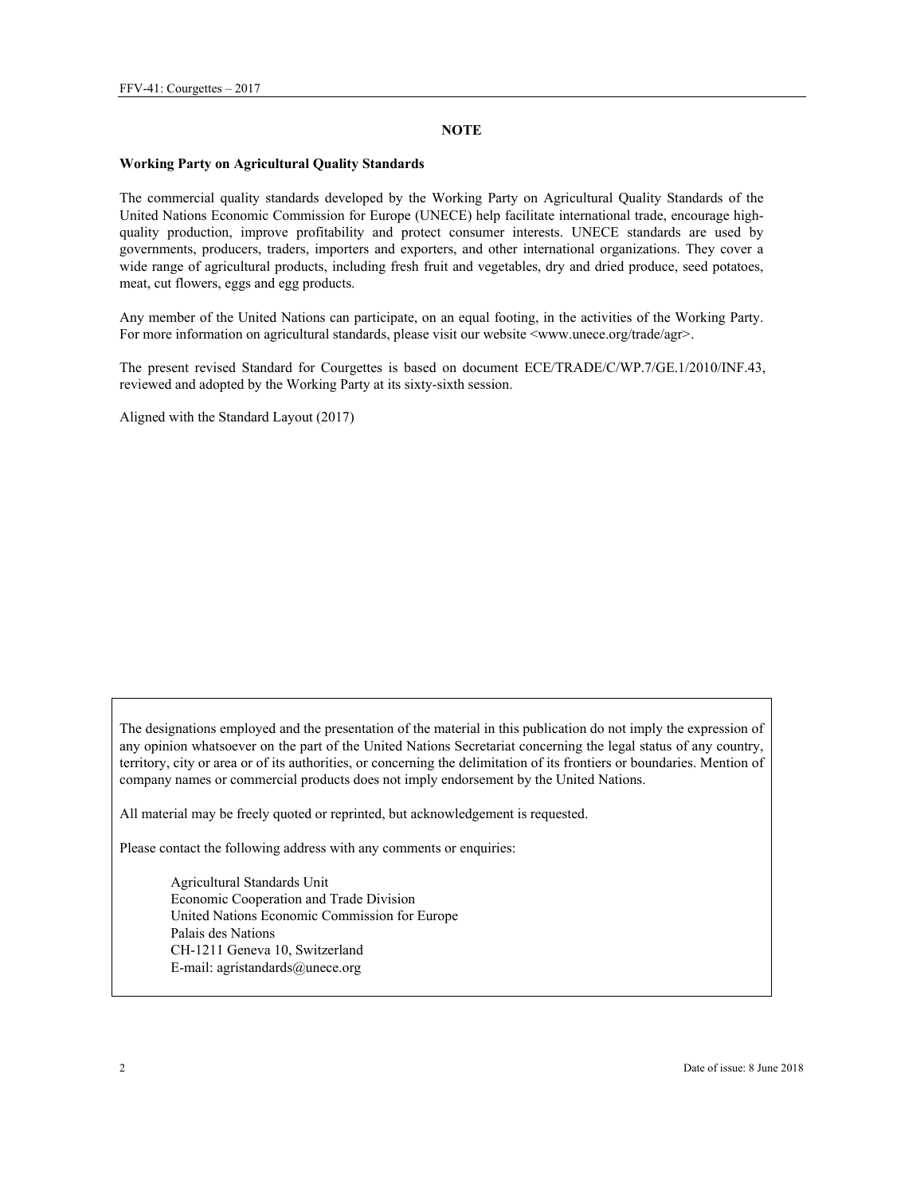## NOTE

**Working Party on Agricultural Quality Standards**

The commercial quality standards developed by the Working Party on Agricultural Quality Standards of the United Nations Economic Commission for Europe (UNECE) help facilitate international trade, encourage high-quality production, improve profitability and protect consumer interests. UNECE standards are used by governments, producers, traders, importers and exporters, and other international organizations. They cover a wide range of agricultural products, including fresh fruit and vegetables, dry and dried produce, seed potatoes, meat, cut flowers, eggs and egg products.

Any member of the United Nations can participate, on an equal footing, in the activities of the Working Party. For more information on agricultural standards, please visit our website <www.unece.org/trade/agr>.

The present revised Standard for Courgettes is based on document ECE/TRADE/C/WP.7/GE.1/2010/INF.43, reviewed and adopted by the Working Party at its sixty-sixth session.

Aligned with the Standard Layout (2017)

The designations employed and the presentation of the material in this publication do not imply the expression of any opinion whatsoever on the part of the United Nations Secretariat concerning the legal status of any country, territory, city or area or of its authorities, or concerning the delimitation of its frontiers or boundaries. Mention of company names or commercial products does not imply endorsement by the United Nations.

All material may be freely quoted or reprinted, but acknowledgement is requested.

Please contact the following address with any comments or enquiries:

Agricultural Standards Unit
Economic Cooperation and Trade Division
United Nations Economic Commission for Europe
Palais des Nations
CH-1211 Geneva 10, Switzerland
E-mail: agristandards@unece.org

Date of issue: 8 June 2018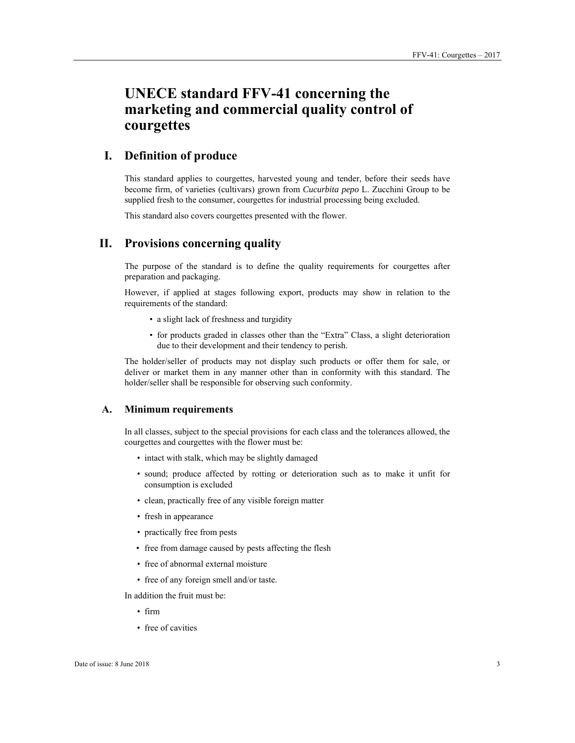# UNECE standard FFV-41 concerning the marketing and commercial quality control of courgettes

## I. Definition of produce

This standard applies to courgettes, harvested young and tender, before their seeds have become firm, of varieties (cultivars) grown from *Cucurbita pepo* L. Zucchini Group to be supplied fresh to the consumer, courgettes for industrial processing being excluded.

This standard also covers courgettes presented with the flower.

## II. Provisions concerning quality

The purpose of the standard is to define the quality requirements for courgettes after preparation and packaging.

However, if applied at stages following export, products may show in relation to the requirements of the standard:

- a slight lack of freshness and turgidity
- for products graded in classes other than the “Extra” Class, a slight deterioration due to their development and their tendency to perish.

The holder/seller of products may not display such products or offer them for sale, or deliver or market them in any manner other than in conformity with this standard. The holder/seller shall be responsible for observing such conformity.

### A. Minimum requirements

In all classes, subject to the special provisions for each class and the tolerances allowed, the courgettes and courgettes with the flower must be:

- intact with stalk, which may be slightly damaged
- sound; produce affected by rotting or deterioration such as to make it unfit for consumption is excluded
- clean, practically free of any visible foreign matter
- fresh in appearance
- practically free from pests
- free from damage caused by pests affecting the flesh
- free of abnormal external moisture
- free of any foreign smell and/or taste.

In addition the fruit must be:

- firm
- free of cavities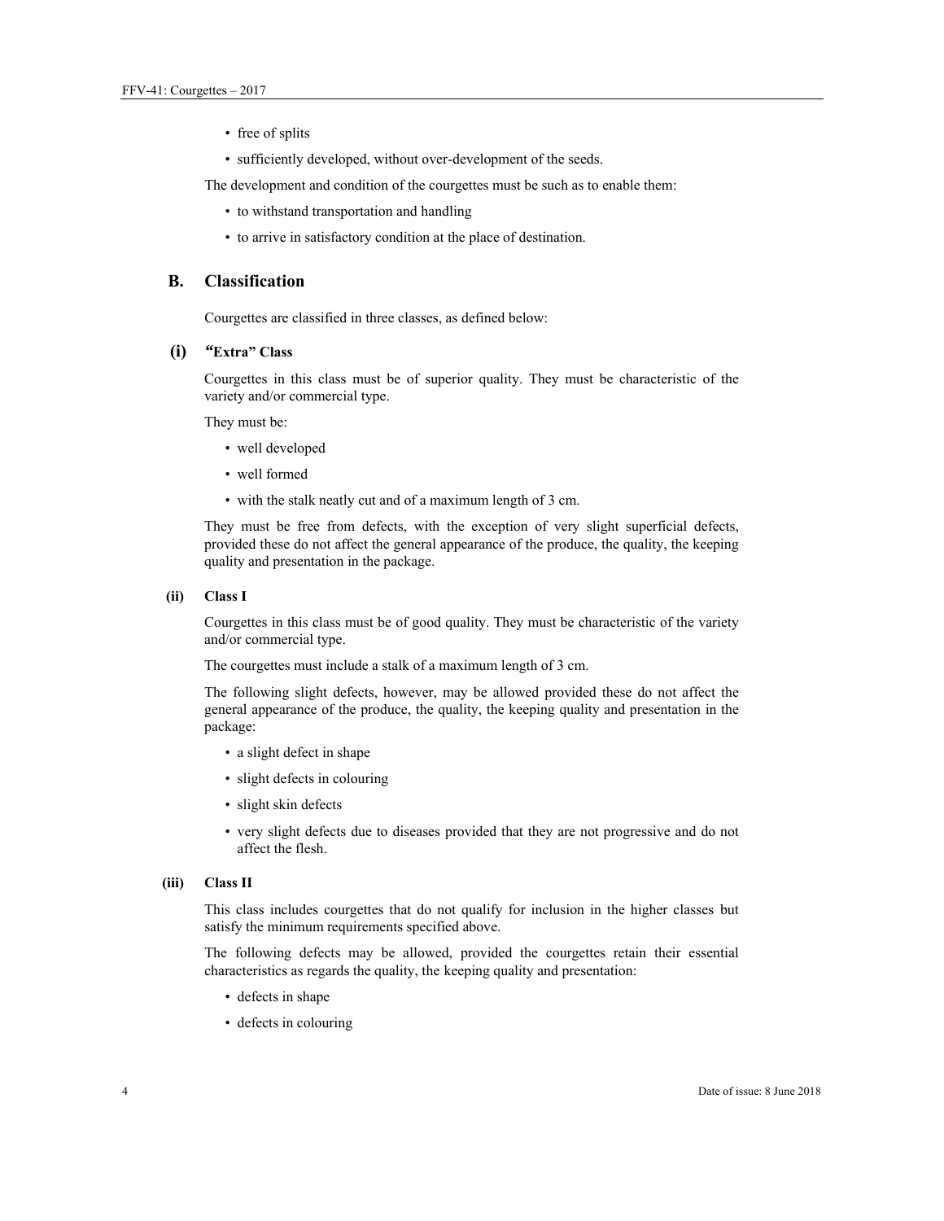- free of splits
- sufficiently developed, without over-development of the seeds.

The development and condition of the courgettes must be such as to enable them:

- to withstand transportation and handling
- to arrive in satisfactory condition at the place of destination.

## B. Classification

Courgettes are classified in three classes, as defined below:

### (i) "Extra" Class

Courgettes in this class must be of superior quality. They must be characteristic of the variety and/or commercial type.

They must be:

- well developed
- well formed
- with the stalk neatly cut and of a maximum length of 3 cm.

They must be free from defects, with the exception of very slight superficial defects, provided these do not affect the general appearance of the produce, the quality, the keeping quality and presentation in the package.

### (ii) Class I

Courgettes in this class must be of good quality. They must be characteristic of the variety and/or commercial type.

The courgettes must include a stalk of a maximum length of 3 cm.

The following slight defects, however, may be allowed provided these do not affect the general appearance of the produce, the quality, the keeping quality and presentation in the package:

- a slight defect in shape
- slight defects in colouring
- slight skin defects
- very slight defects due to diseases provided that they are not progressive and do not affect the flesh.

### (iii) Class II

This class includes courgettes that do not qualify for inclusion in the higher classes but satisfy the minimum requirements specified above.

The following defects may be allowed, provided the courgettes retain their essential characteristics as regards the quality, the keeping quality and presentation:

- defects in shape
- defects in colouring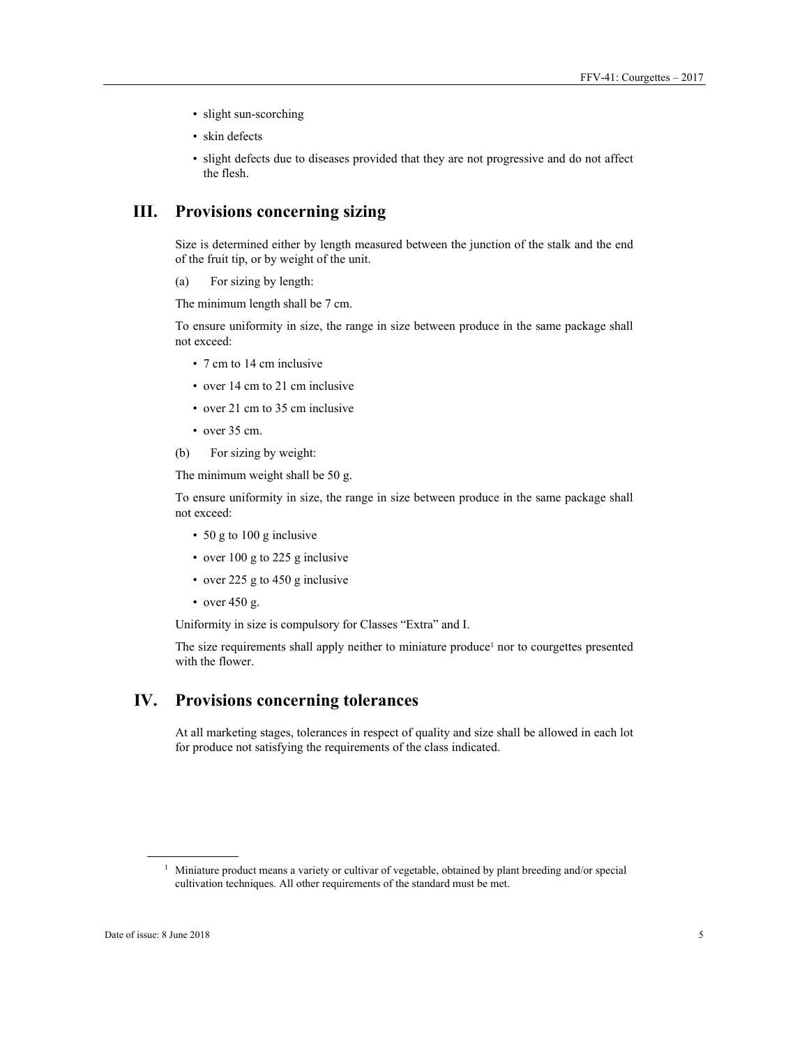- slight sun-scorching
- skin defects
- slight defects due to diseases provided that they are not progressive and do not affect the flesh.

## III. Provisions concerning sizing

Size is determined either by length measured between the junction of the stalk and the end of the fruit tip, or by weight of the unit.

(a) For sizing by length:

The minimum length shall be 7 cm.

To ensure uniformity in size, the range in size between produce in the same package shall not exceed:

- 7 cm to 14 cm inclusive
- over 14 cm to 21 cm inclusive
- over 21 cm to 35 cm inclusive
- over 35 cm.

(b) For sizing by weight:

The minimum weight shall be 50 g.

To ensure uniformity in size, the range in size between produce in the same package shall not exceed:

- 50 g to 100 g inclusive
- over 100 g to 225 g inclusive
- over 225 g to 450 g inclusive
- over 450 g.

Uniformity in size is compulsory for Classes "Extra" and I.

The size requirements shall apply neither to miniature produce[1] nor to courgettes presented with the flower.

## IV. Provisions concerning tolerances

At all marketing stages, tolerances in respect of quality and size shall be allowed in each lot for produce not satisfying the requirements of the class indicated.

[1] Miniature product means a variety or cultivar of vegetable, obtained by plant breeding and/or special cultivation techniques. All other requirements of the standard must be met.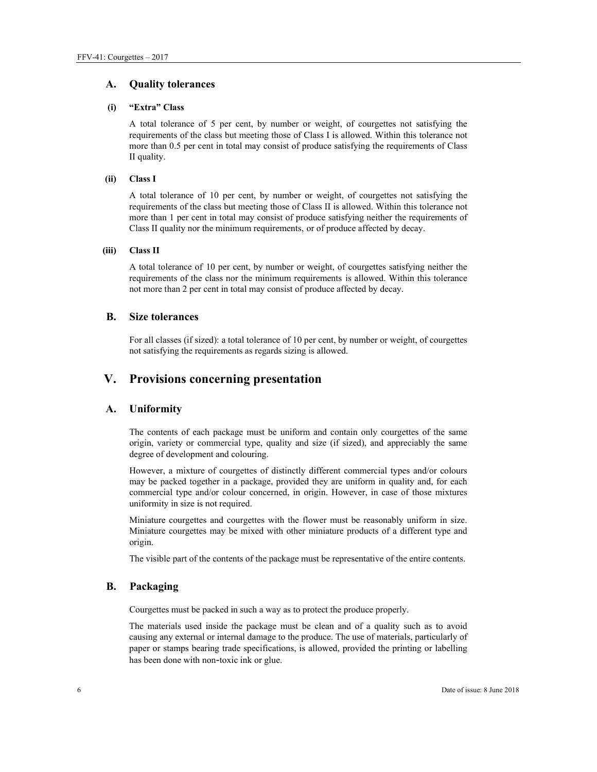## A. Quality tolerances

### (i) "Extra" Class

A total tolerance of 5 per cent, by number or weight, of courgettes not satisfying the requirements of the class but meeting those of Class I is allowed. Within this tolerance not more than 0.5 per cent in total may consist of produce satisfying the requirements of Class II quality.

### (ii) Class I

A total tolerance of 10 per cent, by number or weight, of courgettes not satisfying the requirements of the class but meeting those of Class II is allowed. Within this tolerance not more than 1 per cent in total may consist of produce satisfying neither the requirements of Class II quality nor the minimum requirements, or of produce affected by decay.

### (iii) Class II

A total tolerance of 10 per cent, by number or weight, of courgettes satisfying neither the requirements of the class nor the minimum requirements is allowed. Within this tolerance not more than 2 per cent in total may consist of produce affected by decay.

## B. Size tolerances

For all classes (if sized): a total tolerance of 10 per cent, by number or weight, of courgettes not satisfying the requirements as regards sizing is allowed.

# V. Provisions concerning presentation

## A. Uniformity

The contents of each package must be uniform and contain only courgettes of the same origin, variety or commercial type, quality and size (if sized), and appreciably the same degree of development and colouring.

However, a mixture of courgettes of distinctly different commercial types and/or colours may be packed together in a package, provided they are uniform in quality and, for each commercial type and/or colour concerned, in origin. However, in case of those mixtures uniformity in size is not required.

Miniature courgettes and courgettes with the flower must be reasonably uniform in size. Miniature courgettes may be mixed with other miniature products of a different type and origin.

The visible part of the contents of the package must be representative of the entire contents.

## B. Packaging

Courgettes must be packed in such a way as to protect the produce properly.

The materials used inside the package must be clean and of a quality such as to avoid causing any external or internal damage to the produce. The use of materials, particularly of paper or stamps bearing trade specifications, is allowed, provided the printing or labelling has been done with non-toxic ink or glue.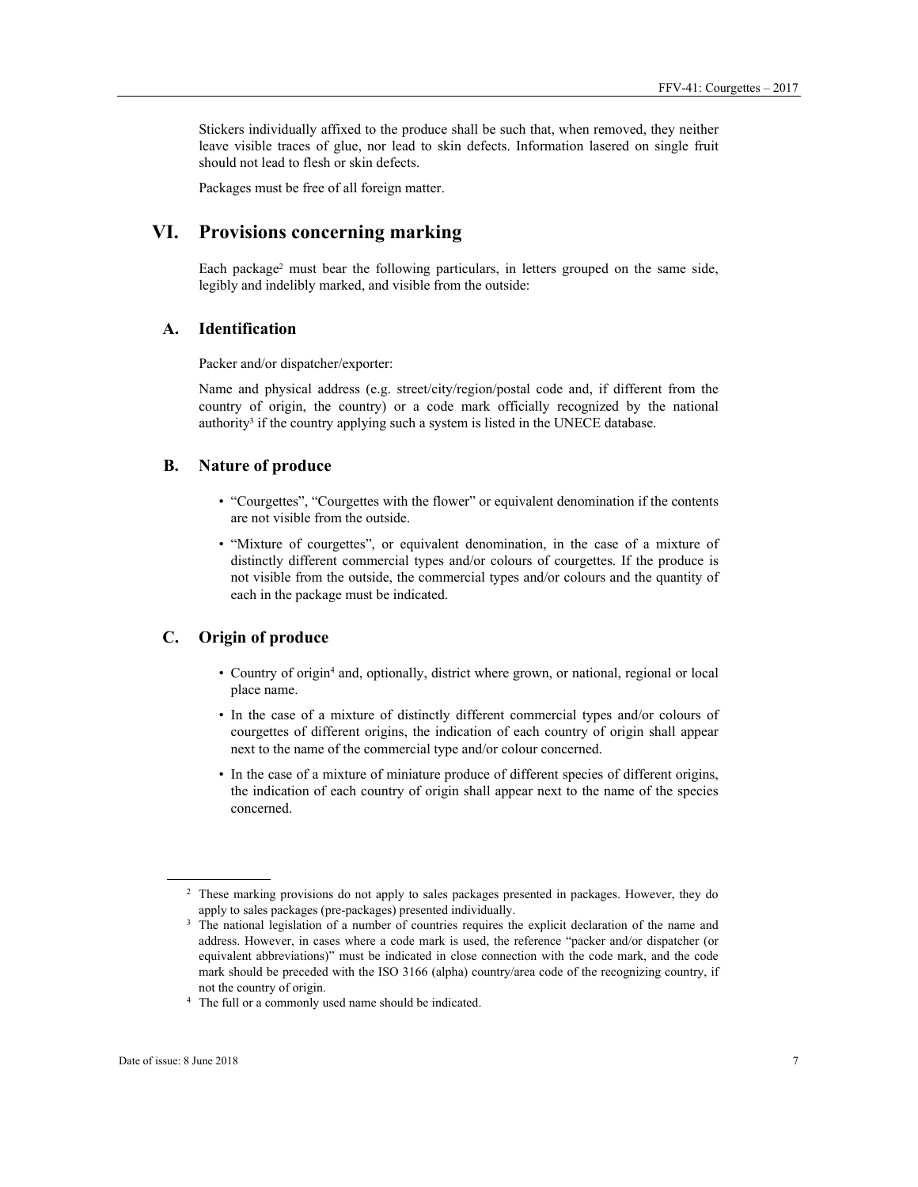Stickers individually affixed to the produce shall be such that, when removed, they neither leave visible traces of glue, nor lead to skin defects. Information lasered on single fruit should not lead to flesh or skin defects.

Packages must be free of all foreign matter.

# VI. Provisions concerning marking

Each package[2] must bear the following particulars, in letters grouped on the same side, legibly and indelibly marked, and visible from the outside:

## A. Identification

Packer and/or dispatcher/exporter:

Name and physical address (e.g. street/city/region/postal code and, if different from the country of origin, the country) or a code mark officially recognized by the national authority[3] if the country applying such a system is listed in the UNECE database.

## B. Nature of produce

- "Courgettes", "Courgettes with the flower" or equivalent denomination if the contents are not visible from the outside.
- "Mixture of courgettes", or equivalent denomination, in the case of a mixture of distinctly different commercial types and/or colours of courgettes. If the produce is not visible from the outside, the commercial types and/or colours and the quantity of each in the package must be indicated.

## C. Origin of produce

- Country of origin[4] and, optionally, district where grown, or national, regional or local place name.
- In the case of a mixture of distinctly different commercial types and/or colours of courgettes of different origins, the indication of each country of origin shall appear next to the name of the commercial type and/or colour concerned.
- In the case of a mixture of miniature produce of different species of different origins, the indication of each country of origin shall appear next to the name of the species concerned.

---

[2] These marking provisions do not apply to sales packages presented in packages. However, they do apply to sales packages (pre-packages) presented individually.

[3] The national legislation of a number of countries requires the explicit declaration of the name and address. However, in cases where a code mark is used, the reference "packer and/or dispatcher (or equivalent abbreviations)" must be indicated in close connection with the code mark, and the code mark should be preceded with the ISO 3166 (alpha) country/area code of the recognizing country, if not the country of origin.

[4] The full or a commonly used name should be indicated.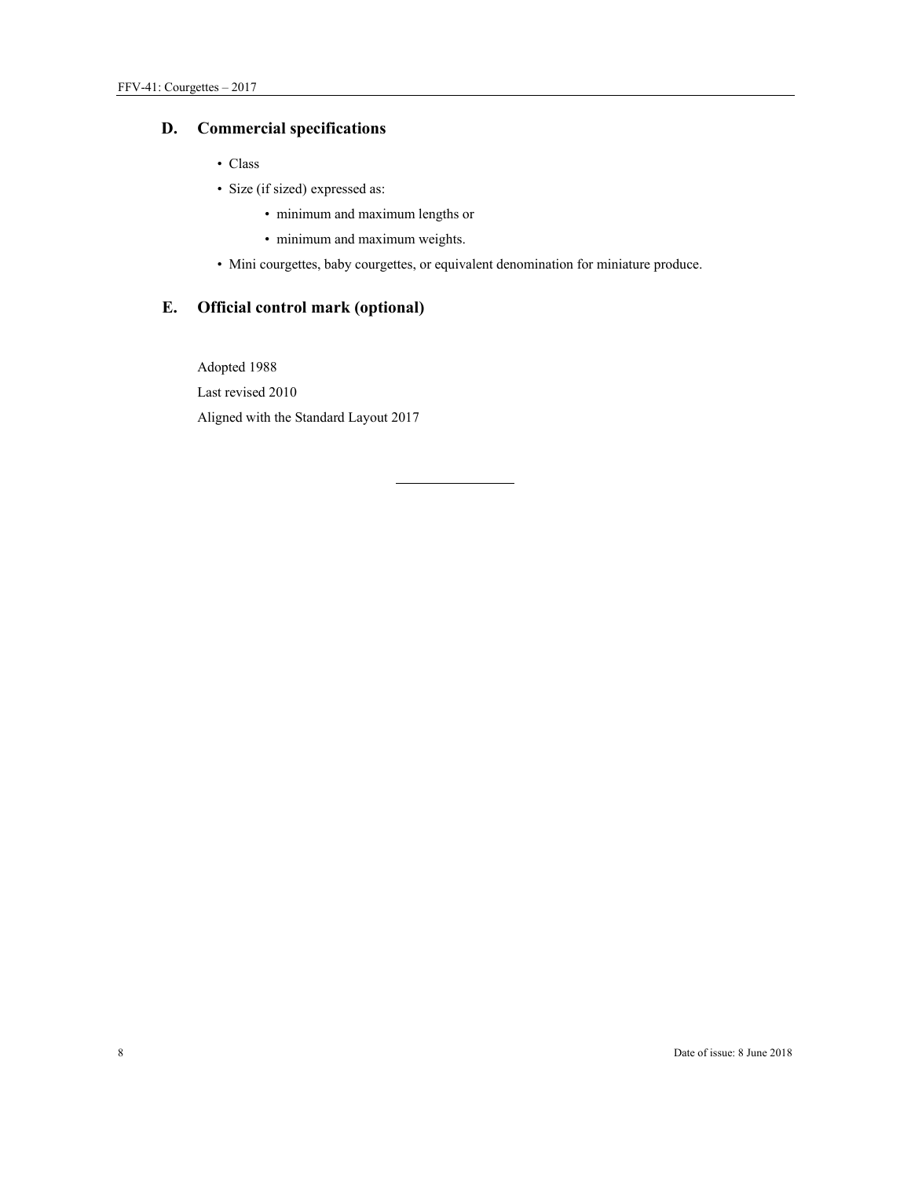## D. Commercial specifications

- Class
- Size (if sized) expressed as:
  - minimum and maximum lengths or
  - minimum and maximum weights.
- Mini courgettes, baby courgettes, or equivalent denomination for miniature produce.

## E. Official control mark (optional)

Adopted 1988

Last revised 2010

Aligned with the Standard Layout 2017